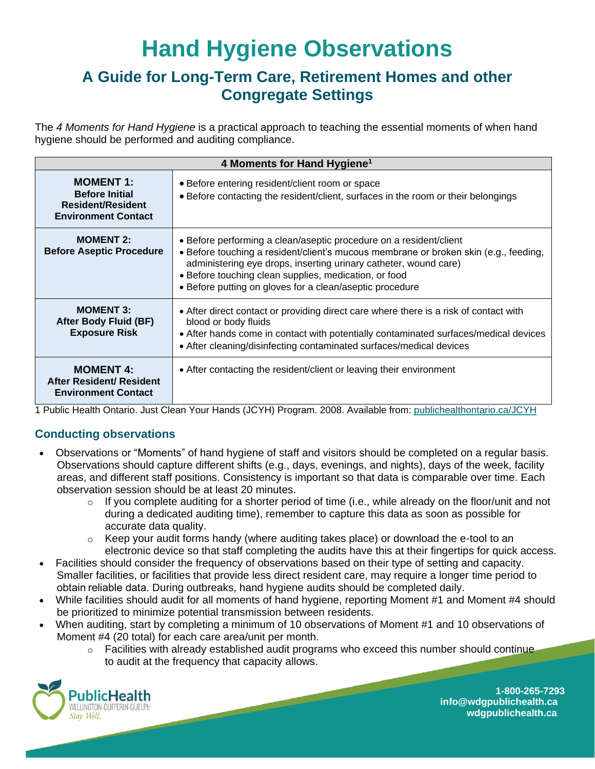# Hand Hygiene Observations

## A Guide for Long-Term Care, Retirement Homes and other Congregate Settings

The *4 Moments for Hand Hygiene* is a practical approach to teaching the essential moments of when hand hygiene should be performed and auditing compliance.

| 4 Moments for Hand Hygiene[1] | |
|---|---|
| **MOMENT 1: Before Initial Resident/Resident Environment Contact** | • Before entering resident/client room or space<br>• Before contacting the resident/client, surfaces in the room or their belongings |
| **MOMENT 2: Before Aseptic Procedure** | • Before performing a clean/aseptic procedure on a resident/client<br>• Before touching a resident/client's mucous membrane or broken skin (e.g., feeding, administering eye drops, inserting urinary catheter, wound care)<br>• Before touching clean supplies, medication, or food<br>• Before putting on gloves for a clean/aseptic procedure |
| **MOMENT 3: After Body Fluid (BF) Exposure Risk** | • After direct contact or providing direct care where there is a risk of contact with blood or body fluids<br>• After hands come in contact with potentially contaminated surfaces/medical devices<br>• After cleaning/disinfecting contaminated surfaces/medical devices |
| **MOMENT 4: After Resident/ Resident Environment Contact** | • After contacting the resident/client or leaving their environment |

1 Public Health Ontario. Just Clean Your Hands (JCYH) Program. 2008. Available from: [publichealthontario.ca/JCYH](publichealthontario.ca/JCYH)

### Conducting observations

- Observations or "Moments" of hand hygiene of staff and visitors should be completed on a regular basis. Observations should capture different shifts (e.g., days, evenings, and nights), days of the week, facility areas, and different staff positions. Consistency is important so that data is comparable over time. Each observation session should be at least 20 minutes.
  - If you complete auditing for a shorter period of time (i.e., while already on the floor/unit and not during a dedicated auditing time), remember to capture this data as soon as possible for accurate data quality.
  - Keep your audit forms handy (where auditing takes place) or download the e-tool to an electronic device so that staff completing the audits have this at their fingertips for quick access.
- Facilities should consider the frequency of observations based on their type of setting and capacity. Smaller facilities, or facilities that provide less direct resident care, may require a longer time period to obtain reliable data. During outbreaks, hand hygiene audits should be completed daily.
- While facilities should audit for all moments of hand hygiene, reporting Moment #1 and Moment #4 should be prioritized to minimize potential transmission between residents.
- When auditing, start by completing a minimum of 10 observations of Moment #1 and 10 observations of Moment #4 (20 total) for each care area/unit per month.
  - Facilities with already established audit programs who exceed this number should continue to audit at the frequency that capacity allows.

PublicHealth
WELLINGTON-DUFFERIN-GUELPH
Stay Well.

1-800-265-7293
info@wdgpublichealth.ca
wdgpublichealth.ca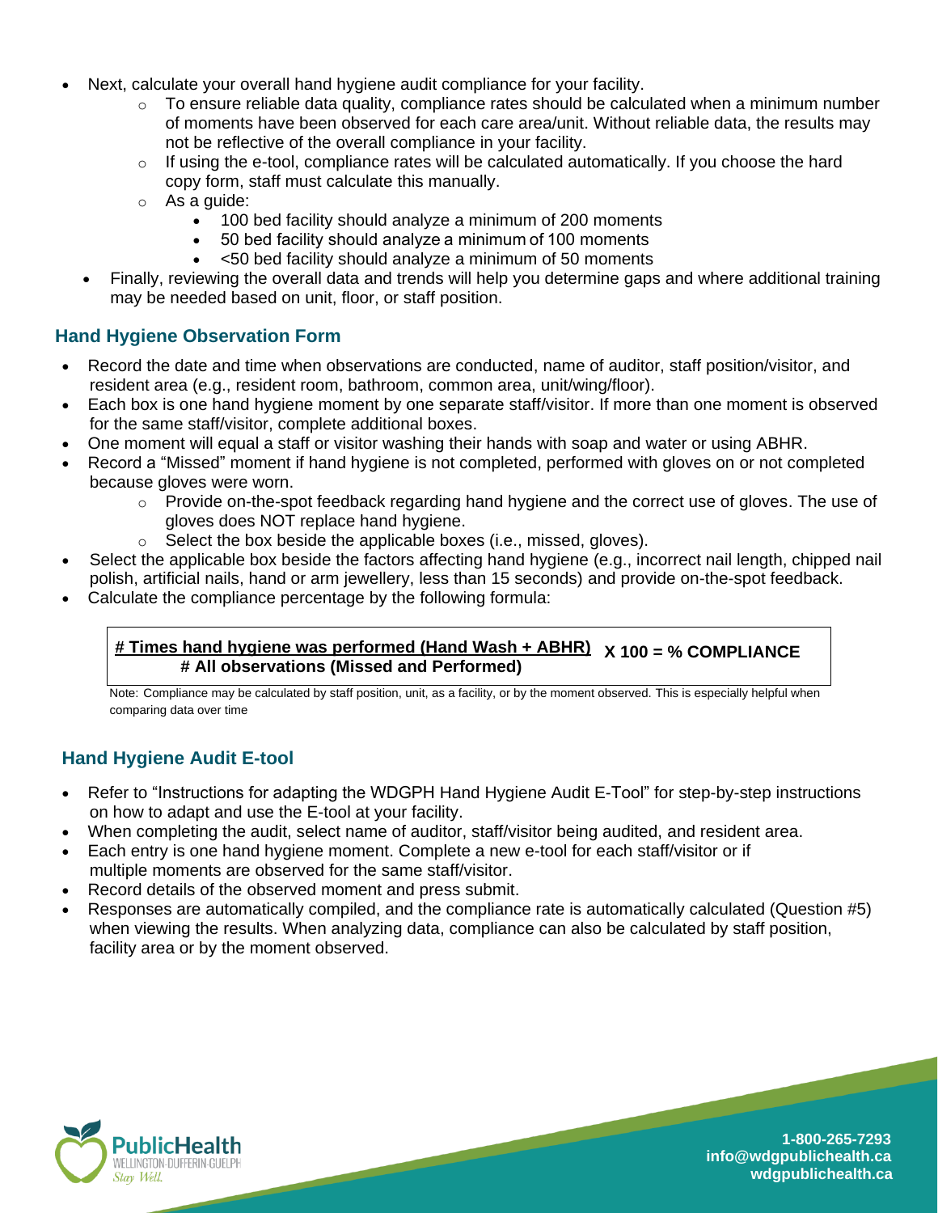- Next, calculate your overall hand hygiene audit compliance for your facility.
  - To ensure reliable data quality, compliance rates should be calculated when a minimum number of moments have been observed for each care area/unit. Without reliable data, the results may not be reflective of the overall compliance in your facility.
  - If using the e-tool, compliance rates will be calculated automatically. If you choose the hard copy form, staff must calculate this manually.
  - As a guide:
    - 100 bed facility should analyze a minimum of 200 moments
    - 50 bed facility should analyze a minimum of 100 moments
    - <50 bed facility should analyze a minimum of 50 moments
- Finally, reviewing the overall data and trends will help you determine gaps and where additional training may be needed based on unit, floor, or staff position.

## Hand Hygiene Observation Form

- Record the date and time when observations are conducted, name of auditor, staff position/visitor, and resident area (e.g., resident room, bathroom, common area, unit/wing/floor).
- Each box is one hand hygiene moment by one separate staff/visitor. If more than one moment is observed for the same staff/visitor, complete additional boxes.
- One moment will equal a staff or visitor washing their hands with soap and water or using ABHR.
- Record a "Missed" moment if hand hygiene is not completed, performed with gloves on or not completed because gloves were worn.
  - Provide on-the-spot feedback regarding hand hygiene and the correct use of gloves. The use of gloves does NOT replace hand hygiene.
  - Select the box beside the applicable boxes (i.e., missed, gloves).
- Select the applicable box beside the factors affecting hand hygiene (e.g., incorrect nail length, chipped nail polish, artificial nails, hand or arm jewellery, less than 15 seconds) and provide on-the-spot feedback.
- Calculate the compliance percentage by the following formula:

$$\frac{\text{\# Times hand hygiene was performed (Hand Wash + ABHR)}}{\text{\# All observations (Missed and Performed)}} \times 100 = \text{\% COMPLIANCE}$$

Note: Compliance may be calculated by staff position, unit, as a facility, or by the moment observed. This is especially helpful when comparing data over time

## Hand Hygiene Audit E-tool

- Refer to "Instructions for adapting the WDGPH Hand Hygiene Audit E-Tool" for step-by-step instructions on how to adapt and use the E-tool at your facility.
- When completing the audit, select name of auditor, staff/visitor being audited, and resident area.
- Each entry is one hand hygiene moment. Complete a new e-tool for each staff/visitor or if multiple moments are observed for the same staff/visitor.
- Record details of the observed moment and press submit.
- Responses are automatically compiled, and the compliance rate is automatically calculated (Question #5) when viewing the results. When analyzing data, compliance can also be calculated by staff position, facility area or by the moment observed.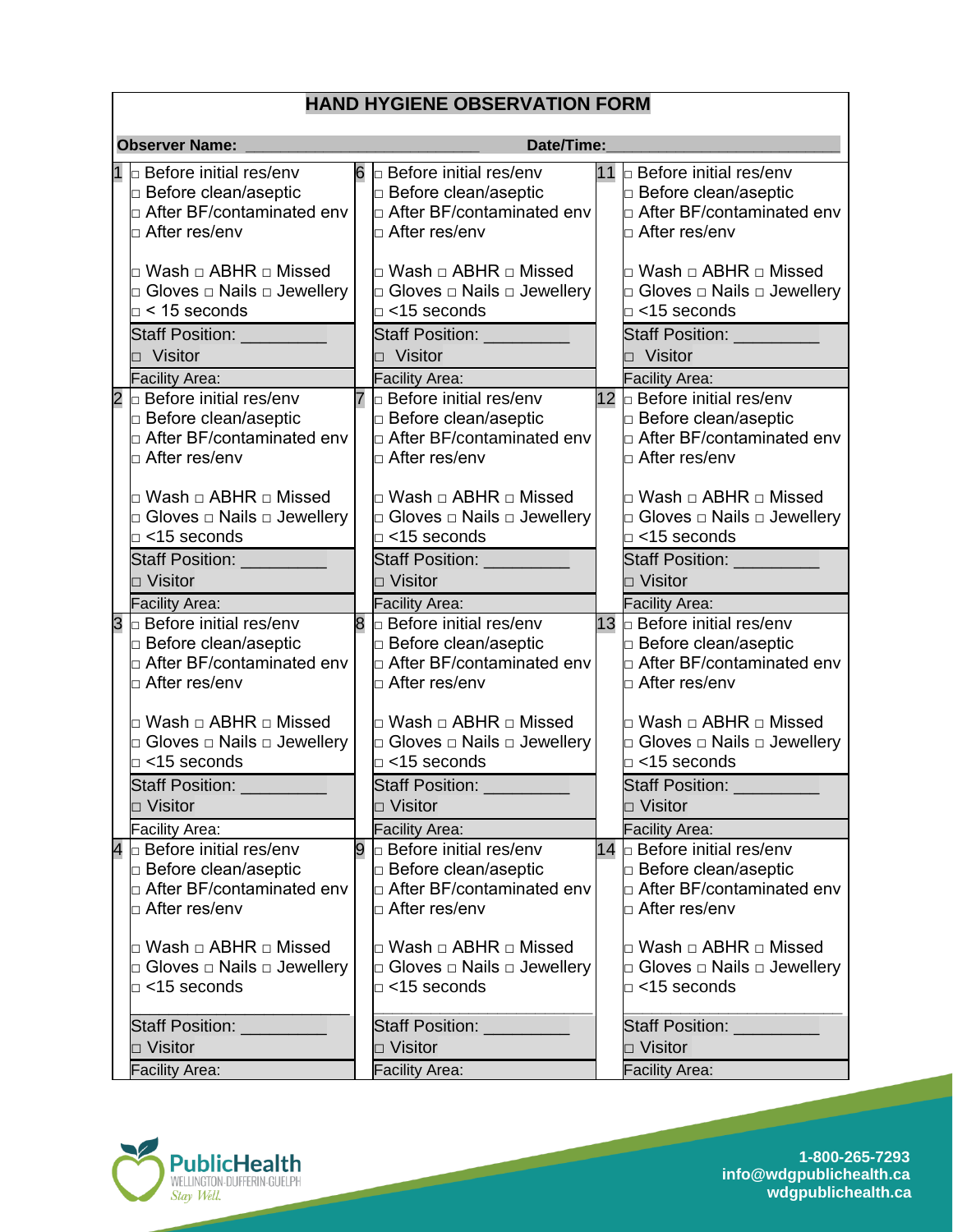# HAND HYGIENE OBSERVATION FORM

**Observer Name:** ____________________________ **Date/Time:**____________________________

| | | | | | |
|---|---|---|---|---|---|
| 1 | □ Before initial res/env<br>□ Before clean/aseptic<br>□ After BF/contaminated env<br>□ After res/env<br><br>□ Wash □ ABHR □ Missed<br>□ Gloves □ Nails □ Jewellery<br>□ < 15 seconds<br>Staff Position: _________<br>□ Visitor<br>Facility Area: | 6 | □ Before initial res/env<br>□ Before clean/aseptic<br>□ After BF/contaminated env<br>□ After res/env<br><br>□ Wash □ ABHR □ Missed<br>□ Gloves □ Nails □ Jewellery<br>□ <15 seconds<br>Staff Position: _________<br>□ Visitor<br>Facility Area: | 11 | □ Before initial res/env<br>□ Before clean/aseptic<br>□ After BF/contaminated env<br>□ After res/env<br><br>□ Wash □ ABHR □ Missed<br>□ Gloves □ Nails □ Jewellery<br>□ <15 seconds<br>Staff Position: _________<br>□ Visitor<br>Facility Area: |
| 2 | □ Before initial res/env<br>□ Before clean/aseptic<br>□ After BF/contaminated env<br>□ After res/env<br><br>□ Wash □ ABHR □ Missed<br>□ Gloves □ Nails □ Jewellery<br>□ <15 seconds<br>Staff Position: _________<br>□ Visitor<br>Facility Area: | 7 | □ Before initial res/env<br>□ Before clean/aseptic<br>□ After BF/contaminated env<br>□ After res/env<br><br>□ Wash □ ABHR □ Missed<br>□ Gloves □ Nails □ Jewellery<br>□ <15 seconds<br>Staff Position: _________<br>□ Visitor<br>Facility Area: | 12 | □ Before initial res/env<br>□ Before clean/aseptic<br>□ After BF/contaminated env<br>□ After res/env<br><br>□ Wash □ ABHR □ Missed<br>□ Gloves □ Nails □ Jewellery<br>□ <15 seconds<br>Staff Position: _________<br>□ Visitor<br>Facility Area: |
| 3 | □ Before initial res/env<br>□ Before clean/aseptic<br>□ After BF/contaminated env<br>□ After res/env<br><br>□ Wash □ ABHR □ Missed<br>□ Gloves □ Nails □ Jewellery<br>□ <15 seconds<br>Staff Position: _________<br>□ Visitor<br>Facility Area: | 8 | □ Before initial res/env<br>□ Before clean/aseptic<br>□ After BF/contaminated env<br>□ After res/env<br><br>□ Wash □ ABHR □ Missed<br>□ Gloves □ Nails □ Jewellery<br>□ <15 seconds<br>Staff Position: _________<br>□ Visitor<br>Facility Area: | 13 | □ Before initial res/env<br>□ Before clean/aseptic<br>□ After BF/contaminated env<br>□ After res/env<br><br>□ Wash □ ABHR □ Missed<br>□ Gloves □ Nails □ Jewellery<br>□ <15 seconds<br>Staff Position: _________<br>□ Visitor<br>Facility Area: |
| 4 | □ Before initial res/env<br>□ Before clean/aseptic<br>□ After BF/contaminated env<br>□ After res/env<br><br>□ Wash □ ABHR □ Missed<br>□ Gloves □ Nails □ Jewellery<br>□ <15 seconds<br>Staff Position: _________<br>□ Visitor<br>Facility Area: | 9 | □ Before initial res/env<br>□ Before clean/aseptic<br>□ After BF/contaminated env<br>□ After res/env<br><br>□ Wash □ ABHR □ Missed<br>□ Gloves □ Nails □ Jewellery<br>□ <15 seconds<br>Staff Position: _________<br>□ Visitor<br>Facility Area: | 14 | □ Before initial res/env<br>□ Before clean/aseptic<br>□ After BF/contaminated env<br>□ After res/env<br><br>□ Wash □ ABHR □ Missed<br>□ Gloves □ Nails □ Jewellery<br>□ <15 seconds<br>Staff Position: _________<br>□ Visitor<br>Facility Area: |

PublicHealth
WELLINGTON-DUFFERIN-GUELPH
Stay Well.

1-800-265-7293
info@wdgpublichealth.ca
wdgpublichealth.ca